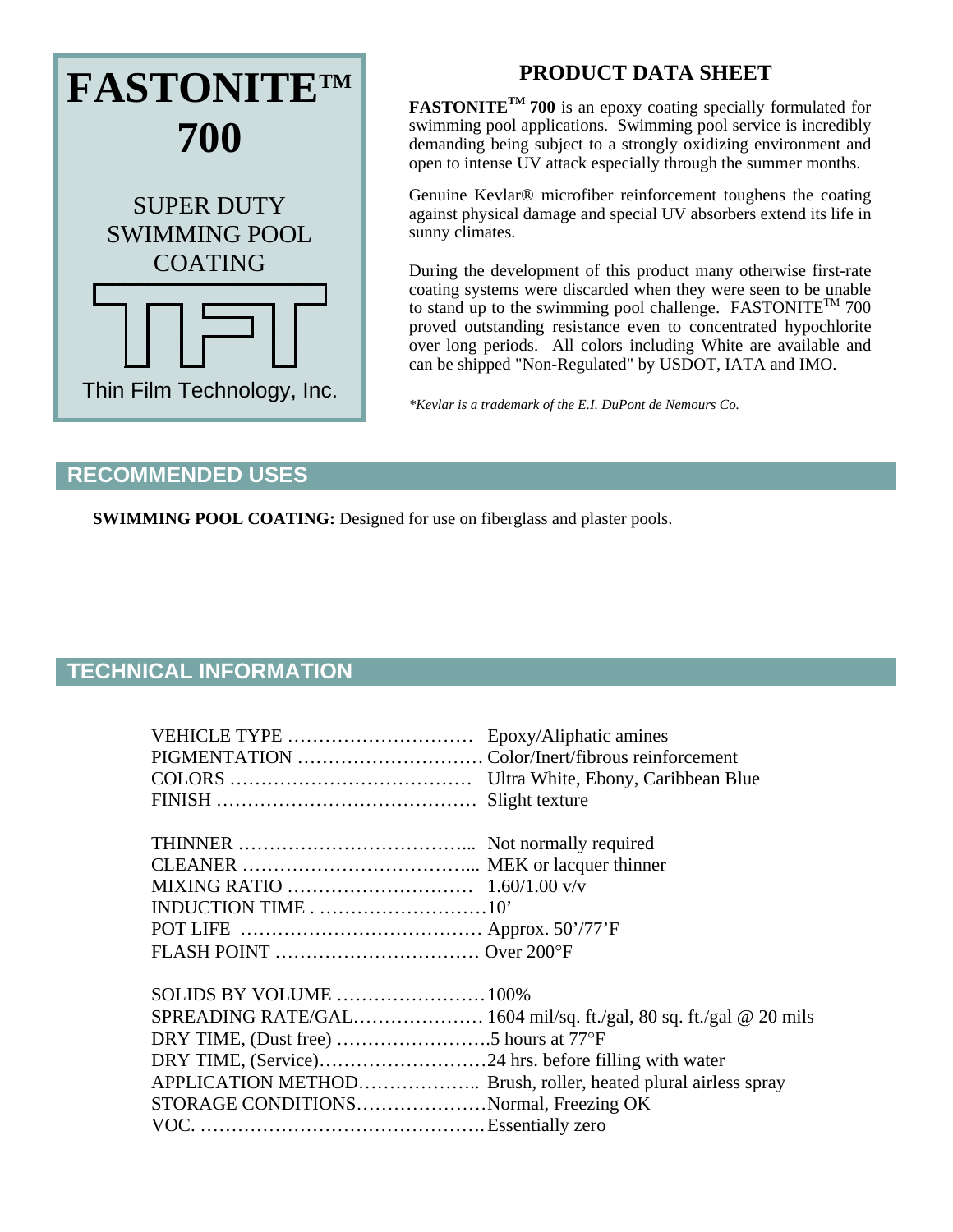# FASTONITE™ 700

SUPER DUTY SWIMMING POOL COATING

Thin Film Technology, Inc.

## PRODUCT DATA SHEET

**FASTONITE™ 700** is an epoxy coating specially formulated for swimming pool applications. Swimming pool service is incredibly demanding being subject to a strongly oxidizing environment and open to intense UV attack especially through the summer months.

Genuine Kevlar® microfiber reinforcement toughens the coating against physical damage and special UV absorbers extend its life in sunny climates.

During the development of this product many otherwise first-rate coating systems were discarded when they were seen to be unable to stand up to the swimming pool challenge. FASTONITE™ 700 proved outstanding resistance even to concentrated hypochlorite over long periods. All colors including White are available and can be shipped "Non-Regulated" by USDOT, IATA and IMO.

*\*Kevlar is a trademark of the E.I. DuPont de Nemours Co.*

## RECOMMENDED USES

**SWIMMING POOL COATING:** Designed for use on fiberglass and plaster pools.

## TECHNICAL INFORMATION

VEHICLE TYPE ………………………… Epoxy/Aliphatic amines
PIGMENTATION ………………………… Color/Inert/fibrous reinforcement
COLORS ………………………………… Ultra White, Ebony, Caribbean Blue
FINISH …………………………………… Slight texture

THINNER ……………………………….. Not normally required
CLEANER ……………………………….. MEK or lacquer thinner
MIXING RATIO ………………………… 1.60/1.00 v/v
INDUCTION TIME . ………………………10'
POT LIFE ………………………………… Approx. 50'/77'F
FLASH POINT …………………………… Over 200°F

SOLIDS BY VOLUME ……………………100%
SPREADING RATE/GAL………………… 1604 mil/sq. ft./gal, 80 sq. ft./gal @ 20 mils
DRY TIME, (Dust free) …………………….5 hours at 77°F
DRY TIME, (Service)………………………24 hrs. before filling with water
APPLICATION METHOD……………….. Brush, roller, heated plural airless spray
STORAGE CONDITIONS…………………Normal, Freezing OK
VOC. ……………………………………….Essentially zero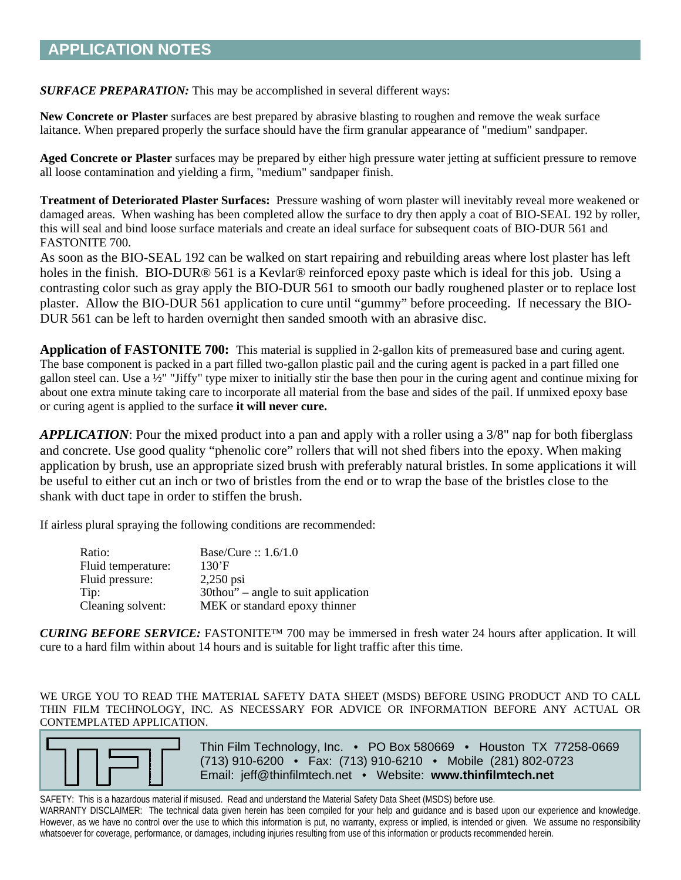## APPLICATION NOTES

***SURFACE PREPARATION:*** This may be accomplished in several different ways:

**New Concrete or Plaster** surfaces are best prepared by abrasive blasting to roughen and remove the weak surface laitance. When prepared properly the surface should have the firm granular appearance of "medium" sandpaper.

**Aged Concrete or Plaster** surfaces may be prepared by either high pressure water jetting at sufficient pressure to remove all loose contamination and yielding a firm, "medium" sandpaper finish.

**Treatment of Deteriorated Plaster Surfaces:** Pressure washing of worn plaster will inevitably reveal more weakened or damaged areas. When washing has been completed allow the surface to dry then apply a coat of BIO-SEAL 192 by roller, this will seal and bind loose surface materials and create an ideal surface for subsequent coats of BIO-DUR 561 and FASTONITE 700.

As soon as the BIO-SEAL 192 can be walked on start repairing and rebuilding areas where lost plaster has left holes in the finish. BIO-DUR® 561 is a Kevlar® reinforced epoxy paste which is ideal for this job. Using a contrasting color such as gray apply the BIO-DUR 561 to smooth our badly roughened plaster or to replace lost plaster. Allow the BIO-DUR 561 application to cure until "gummy" before proceeding. If necessary the BIO-DUR 561 can be left to harden overnight then sanded smooth with an abrasive disc.

**Application of FASTONITE 700:** This material is supplied in 2-gallon kits of premeasured base and curing agent. The base component is packed in a part filled two-gallon plastic pail and the curing agent is packed in a part filled one gallon steel can. Use a ½" "Jiffy" type mixer to initially stir the base then pour in the curing agent and continue mixing for about one extra minute taking care to incorporate all material from the base and sides of the pail. If unmixed epoxy base or curing agent is applied to the surface **it will never cure.**

***APPLICATION***: Pour the mixed product into a pan and apply with a roller using a 3/8" nap for both fiberglass and concrete. Use good quality "phenolic core" rollers that will not shed fibers into the epoxy. When making application by brush, use an appropriate sized brush with preferably natural bristles. In some applications it will be useful to either cut an inch or two of bristles from the end or to wrap the base of the bristles close to the shank with duct tape in order to stiffen the brush.

If airless plural spraying the following conditions are recommended:

| | |
|---|---|
| Ratio: | Base/Cure :: 1.6/1.0 |
| Fluid temperature: | 130'F |
| Fluid pressure: | 2,250 psi |
| Tip: | 30thou" – angle to suit application |
| Cleaning solvent: | MEK or standard epoxy thinner |

***CURING BEFORE SERVICE:*** FASTONITE™ 700 may be immersed in fresh water 24 hours after application. It will cure to a hard film within about 14 hours and is suitable for light traffic after this time.

WE URGE YOU TO READ THE MATERIAL SAFETY DATA SHEET (MSDS) BEFORE USING PRODUCT AND TO CALL THIN FILM TECHNOLOGY, INC. AS NECESSARY FOR ADVICE OR INFORMATION BEFORE ANY ACTUAL OR CONTEMPLATED APPLICATION.

TFT

Thin Film Technology, Inc. • PO Box 580669 • Houston TX 77258-0669
(713) 910-6200 • Fax: (713) 910-6210 • Mobile (281) 802-0723
Email: jeff@thinfilmtech.net • Website: **www.thinfilmtech.net**

SAFETY: This is a hazardous material if misused. Read and understand the Material Safety Data Sheet (MSDS) before use.
WARRANTY DISCLAIMER: The technical data given herein has been compiled for your help and guidance and is based upon our experience and knowledge. However, as we have no control over the use to which this information is put, no warranty, express or implied, is intended or given. We assume no responsibility whatsoever for coverage, performance, or damages, including injuries resulting from use of this information or products recommended herein.